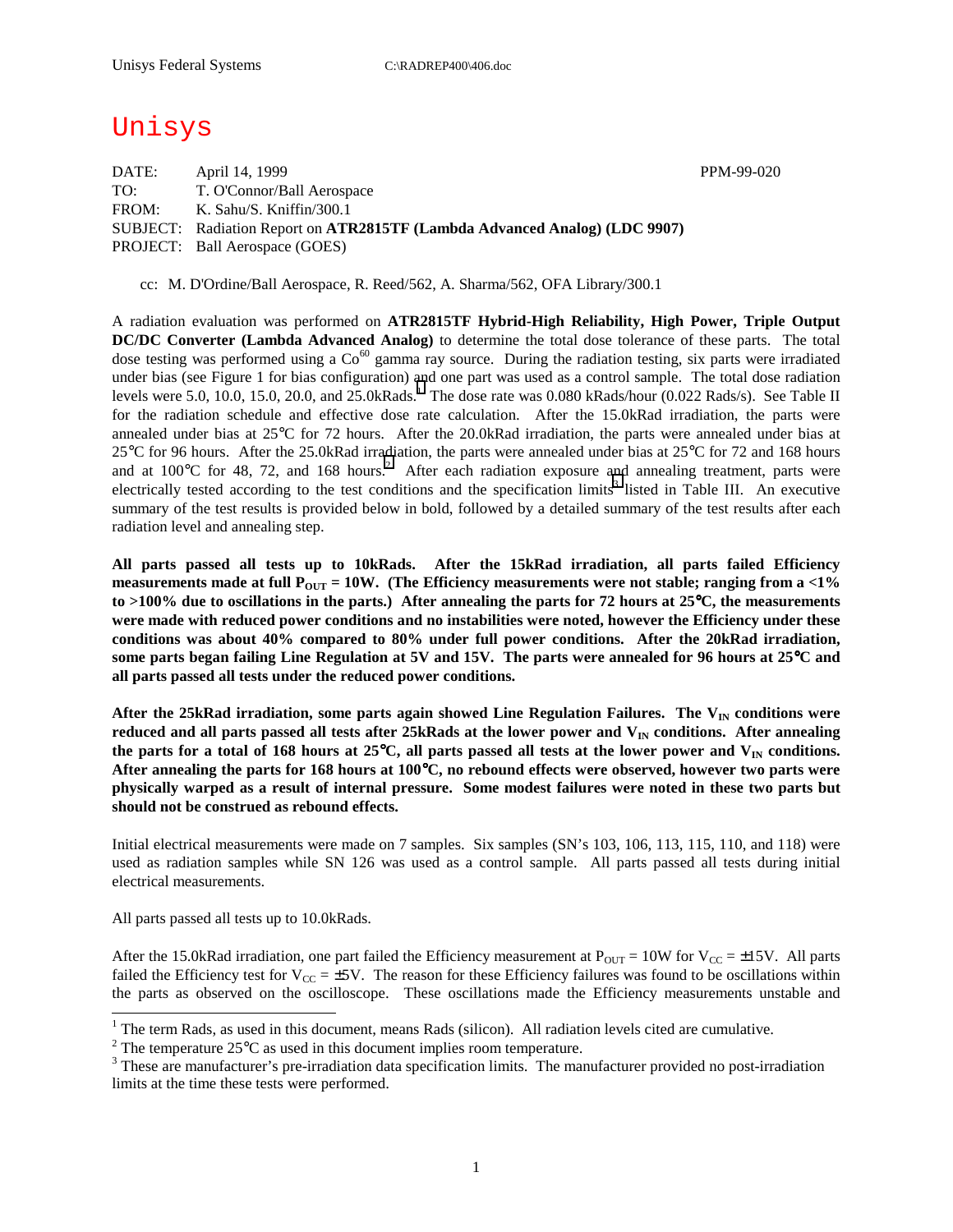Unisys Federal Systems C:\RADREP400\406.doc

# Unisys

| | | |
|---|---|---|
| DATE: | April 14, 1999 | PPM-99-020 |
| TO: | T. O'Connor/Ball Aerospace | |
| FROM: | K. Sahu/S. Kniffin/300.1 | |
| SUBJECT: | Radiation Report on **ATR2815TF (Lambda Advanced Analog) (LDC 9907)** | |
| PROJECT: | Ball Aerospace (GOES) | |

cc: M. D'Ordine/Ball Aerospace, R. Reed/562, A. Sharma/562, OFA Library/300.1

A radiation evaluation was performed on **ATR2815TF Hybrid-High Reliability, High Power, Triple Output DC/DC Converter (Lambda Advanced Analog)** to determine the total dose tolerance of these parts. The total dose testing was performed using a $Co^{60}$ gamma ray source. During the radiation testing, six parts were irradiated under bias (see Figure 1 for bias configuration) and one part was used as a control sample. The total dose radiation levels were 5.0, 10.0, 15.0, 20.0, and 25.0kRads.[1] The dose rate was 0.080 kRads/hour (0.022 Rads/s). See Table II for the radiation schedule and effective dose rate calculation. After the 15.0kRad irradiation, the parts were annealed under bias at 25°C for 72 hours. After the 20.0kRad irradiation, the parts were annealed under bias at 25°C for 96 hours. After the 25.0kRad irradiation, the parts were annealed under bias at 25°C for 72 and 168 hours and at 100°C for 48, 72, and 168 hours.[2] After each radiation exposure and annealing treatment, parts were electrically tested according to the test conditions and the specification limits[3] listed in Table III. An executive summary of the test results is provided below in bold, followed by a detailed summary of the test results after each radiation level and annealing step.

**All parts passed all tests up to 10kRads. After the 15kRad irradiation, all parts failed Efficiency measurements made at full $P_{OUT}$ = 10W. (The Efficiency measurements were not stable; ranging from a <1% to >100% due to oscillations in the parts.) After annealing the parts for 72 hours at 25°C, the measurements were made with reduced power conditions and no instabilities were noted, however the Efficiency under these conditions was about 40% compared to 80% under full power conditions. After the 20kRad irradiation, some parts began failing Line Regulation at 5V and 15V. The parts were annealed for 96 hours at 25°C and all parts passed all tests under the reduced power conditions.**

**After the 25kRad irradiation, some parts again showed Line Regulation Failures. The $V_{IN}$ conditions were reduced and all parts passed all tests after 25kRads at the lower power and $V_{IN}$ conditions. After annealing the parts for a total of 168 hours at 25°C, all parts passed all tests at the lower power and $V_{IN}$ conditions. After annealing the parts for 168 hours at 100°C, no rebound effects were observed, however two parts were physically warped as a result of internal pressure. Some modest failures were noted in these two parts but should not be construed as rebound effects.**

Initial electrical measurements were made on 7 samples. Six samples (SN's 103, 106, 113, 115, 110, and 118) were used as radiation samples while SN 126 was used as a control sample. All parts passed all tests during initial electrical measurements.

All parts passed all tests up to 10.0kRads.

After the 15.0kRad irradiation, one part failed the Efficiency measurement at $P_{OUT}$ = 10W for $V_{CC}$ = ±15V. All parts failed the Efficiency test for $V_{CC}$ = ±5V. The reason for these Efficiency failures was found to be oscillations within the parts as observed on the oscilloscope. These oscillations made the Efficiency measurements unstable and

---

[1] The term Rads, as used in this document, means Rads (silicon). All radiation levels cited are cumulative.

[2] The temperature 25°C as used in this document implies room temperature.

[3] These are manufacturer's pre-irradiation data specification limits. The manufacturer provided no post-irradiation limits at the time these tests were performed.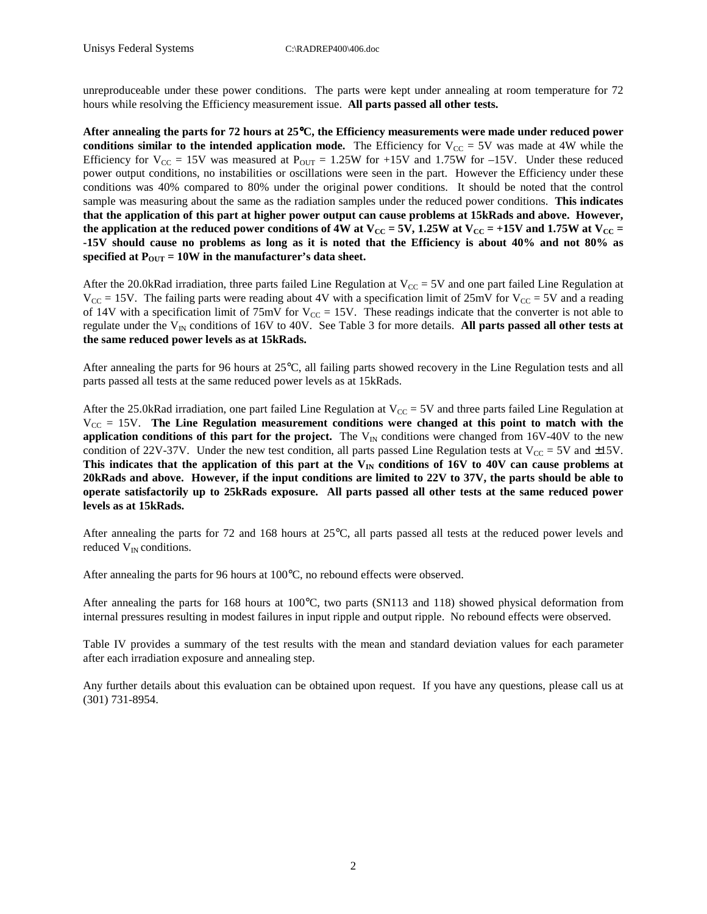unreproduceable under these power conditions. The parts were kept under annealing at room temperature for 72 hours while resolving the Efficiency measurement issue. **All parts passed all other tests.**

**After annealing the parts for 72 hours at 25°C, the Efficiency measurements were made under reduced power conditions similar to the intended application mode.** The Efficiency for $V_{CC}$ = 5V was made at 4W while the Efficiency for $V_{CC}$ = 15V was measured at $P_{OUT}$ = 1.25W for +15V and 1.75W for –15V. Under these reduced power output conditions, no instabilities or oscillations were seen in the part. However the Efficiency under these conditions was 40% compared to 80% under the original power conditions. It should be noted that the control sample was measuring about the same as the radiation samples under the reduced power conditions. **This indicates that the application of this part at higher power output can cause problems at 15kRads and above. However, the application at the reduced power conditions of 4W at $V_{CC}$ = 5V, 1.25W at $V_{CC}$ = +15V and 1.75W at $V_{CC}$ = -15V should cause no problems as long as it is noted that the Efficiency is about 40% and not 80% as specified at $P_{OUT}$ = 10W in the manufacturer's data sheet.**

After the 20.0kRad irradiation, three parts failed Line Regulation at $V_{CC}$ = 5V and one part failed Line Regulation at $V_{CC}$ = 15V. The failing parts were reading about 4V with a specification limit of 25mV for $V_{CC}$ = 5V and a reading of 14V with a specification limit of 75mV for $V_{CC}$ = 15V. These readings indicate that the converter is not able to regulate under the $V_{IN}$ conditions of 16V to 40V. See Table 3 for more details. **All parts passed all other tests at the same reduced power levels as at 15kRads.**

After annealing the parts for 96 hours at 25°C, all failing parts showed recovery in the Line Regulation tests and all parts passed all tests at the same reduced power levels as at 15kRads.

After the 25.0kRad irradiation, one part failed Line Regulation at $V_{CC}$ = 5V and three parts failed Line Regulation at $V_{CC}$ = 15V. **The Line Regulation measurement conditions were changed at this point to match with the application conditions of this part for the project.** The $V_{IN}$ conditions were changed from 16V-40V to the new condition of 22V-37V. Under the new test condition, all parts passed Line Regulation tests at $V_{CC}$ = 5V and ±15V. **This indicates that the application of this part at the $V_{IN}$ conditions of 16V to 40V can cause problems at 20kRads and above. However, if the input conditions are limited to 22V to 37V, the parts should be able to operate satisfactorily up to 25kRads exposure. All parts passed all other tests at the same reduced power levels as at 15kRads.**

After annealing the parts for 72 and 168 hours at 25°C, all parts passed all tests at the reduced power levels and reduced $V_{IN}$ conditions.

After annealing the parts for 96 hours at 100°C, no rebound effects were observed.

After annealing the parts for 168 hours at 100°C, two parts (SN113 and 118) showed physical deformation from internal pressures resulting in modest failures in input ripple and output ripple. No rebound effects were observed.

Table IV provides a summary of the test results with the mean and standard deviation values for each parameter after each irradiation exposure and annealing step.

Any further details about this evaluation can be obtained upon request. If you have any questions, please call us at (301) 731-8954.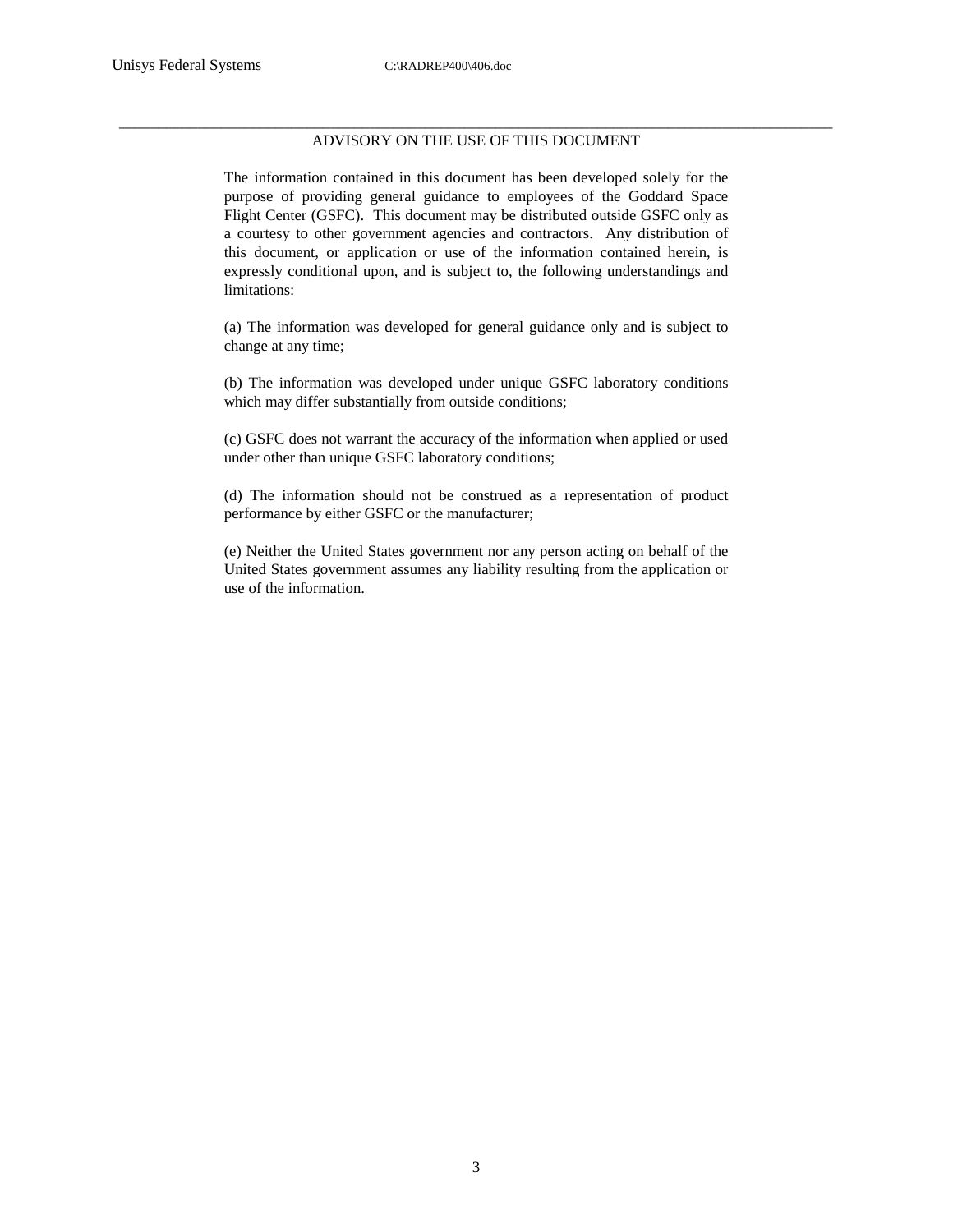## ADVISORY ON THE USE OF THIS DOCUMENT

The information contained in this document has been developed solely for the purpose of providing general guidance to employees of the Goddard Space Flight Center (GSFC). This document may be distributed outside GSFC only as a courtesy to other government agencies and contractors. Any distribution of this document, or application or use of the information contained herein, is expressly conditional upon, and is subject to, the following understandings and limitations:

(a) The information was developed for general guidance only and is subject to change at any time;

(b) The information was developed under unique GSFC laboratory conditions which may differ substantially from outside conditions;

(c) GSFC does not warrant the accuracy of the information when applied or used under other than unique GSFC laboratory conditions;

(d) The information should not be construed as a representation of product performance by either GSFC or the manufacturer;

(e) Neither the United States government nor any person acting on behalf of the United States government assumes any liability resulting from the application or use of the information.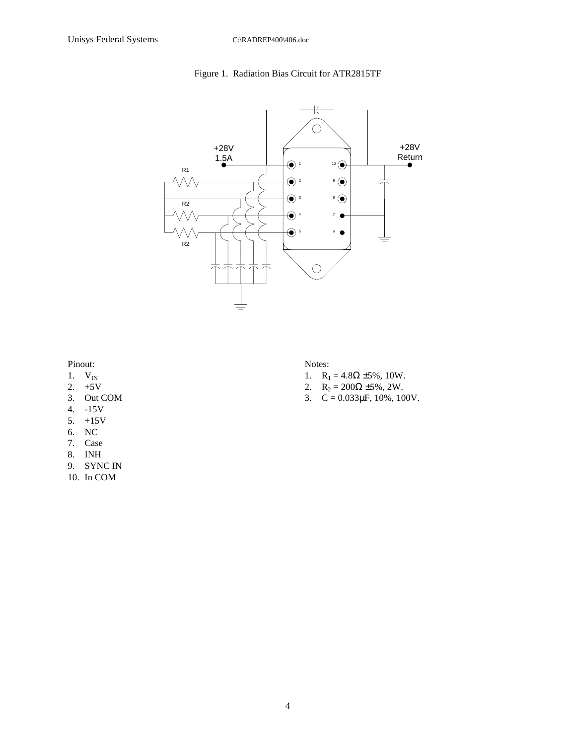Figure 1. Radiation Bias Circuit for ATR2815TF

+28V
1.5A

+28V
Return

R1

R2

R2

1
2
3
4
5
10
9
8
7
6

Pinout:

1. $V_{IN}$
2. +5V
3. Out COM
4. -15V
5. +15V
6. NC
7. Case
8. INH
9. SYNC IN
10. In COM

Notes:

1. $R_1$ = 4.8Ω ±5%, 10W.
2. $R_2$ = 200Ω ±5%, 2W.
3. C = 0.033μF, 10%, 100V.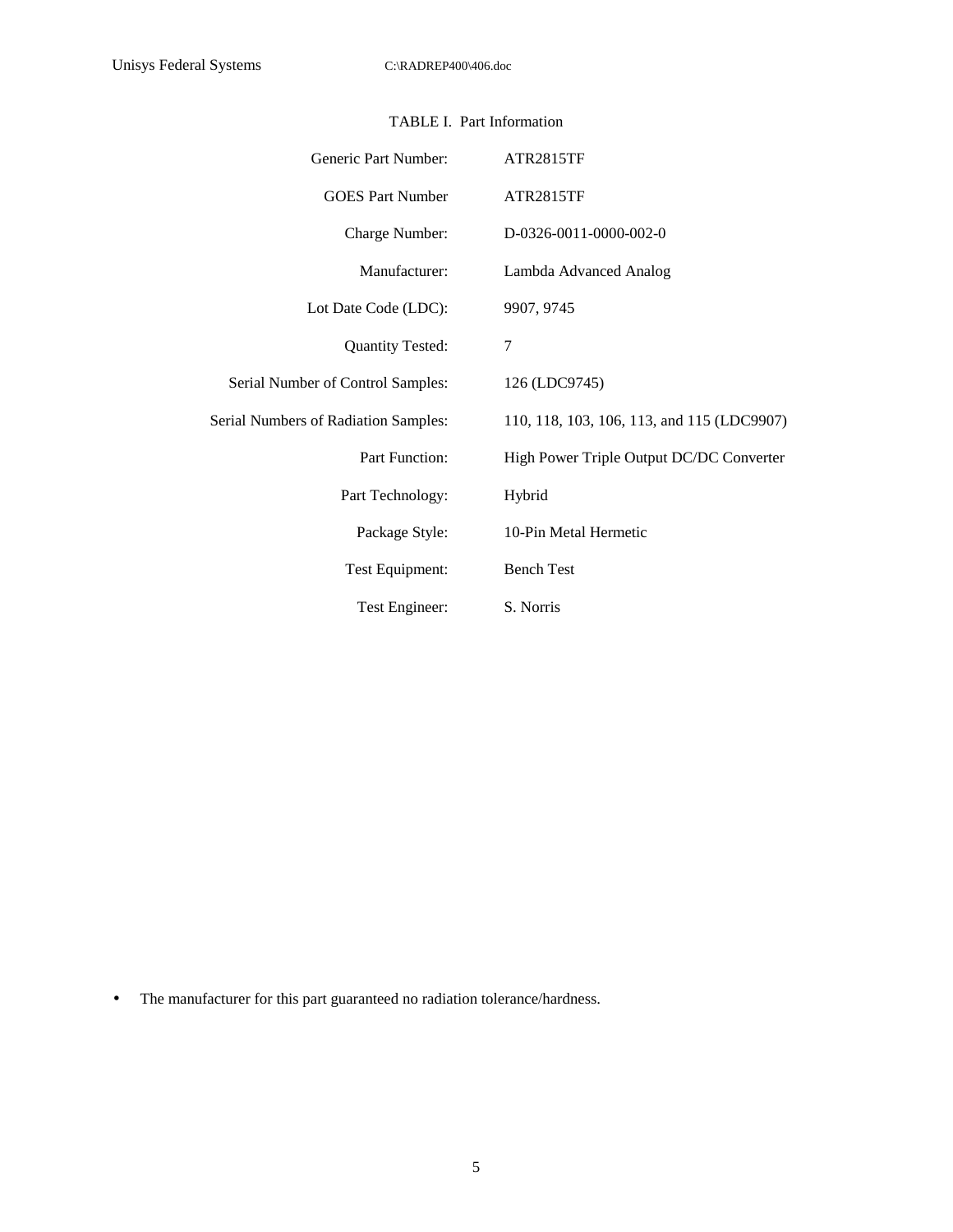TABLE I. Part Information

| | |
|---|---|
| Generic Part Number: | ATR2815TF |
| GOES Part Number | ATR2815TF |
| Charge Number: | D-0326-0011-0000-002-0 |
| Manufacturer: | Lambda Advanced Analog |
| Lot Date Code (LDC): | 9907, 9745 |
| Quantity Tested: | 7 |
| Serial Number of Control Samples: | 126 (LDC9745) |
| Serial Numbers of Radiation Samples: | 110, 118, 103, 106, 113, and 115 (LDC9907) |
| Part Function: | High Power Triple Output DC/DC Converter |
| Part Technology: | Hybrid |
| Package Style: | 10-Pin Metal Hermetic |
| Test Equipment: | Bench Test |
| Test Engineer: | S. Norris |

- The manufacturer for this part guaranteed no radiation tolerance/hardness.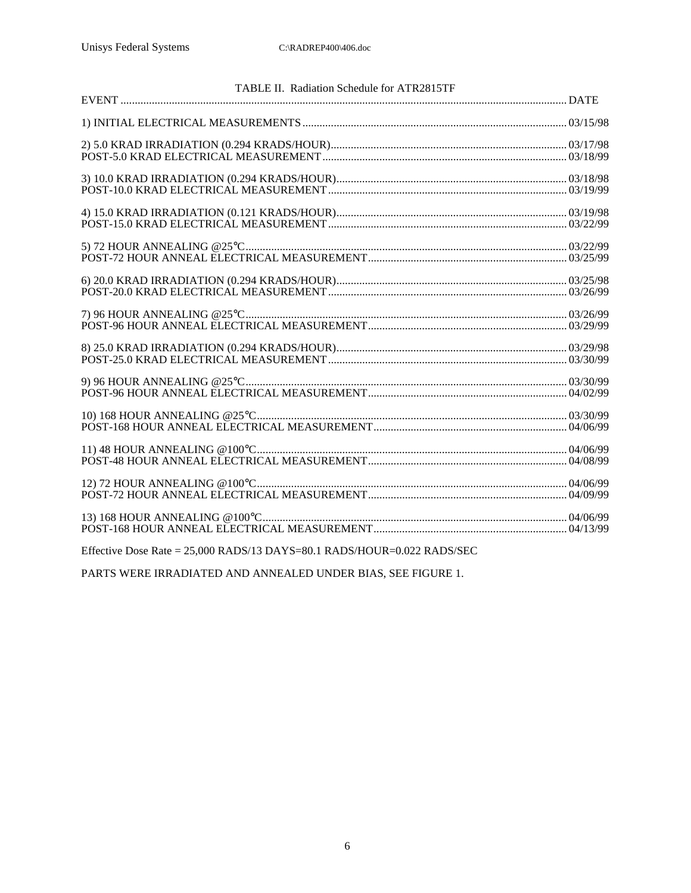TABLE II. Radiation Schedule for ATR2815TF

| EVENT | DATE |
|---|---|
| 1) INITIAL ELECTRICAL MEASUREMENTS | 03/15/98 |
| 2) 5.0 KRAD IRRADIATION (0.294 KRADS/HOUR) | 03/17/98 |
| POST-5.0 KRAD ELECTRICAL MEASUREMENT | 03/18/99 |
| 3) 10.0 KRAD IRRADIATION (0.294 KRADS/HOUR) | 03/18/98 |
| POST-10.0 KRAD ELECTRICAL MEASUREMENT | 03/19/99 |
| 4) 15.0 KRAD IRRADIATION (0.121 KRADS/HOUR) | 03/19/98 |
| POST-15.0 KRAD ELECTRICAL MEASUREMENT | 03/22/99 |
| 5) 72 HOUR ANNEALING @25°C | 03/22/99 |
| POST-72 HOUR ANNEAL ELECTRICAL MEASUREMENT | 03/25/99 |
| 6) 20.0 KRAD IRRADIATION (0.294 KRADS/HOUR) | 03/25/98 |
| POST-20.0 KRAD ELECTRICAL MEASUREMENT | 03/26/99 |
| 7) 96 HOUR ANNEALING @25°C | 03/26/99 |
| POST-96 HOUR ANNEAL ELECTRICAL MEASUREMENT | 03/29/99 |
| 8) 25.0 KRAD IRRADIATION (0.294 KRADS/HOUR) | 03/29/98 |
| POST-25.0 KRAD ELECTRICAL MEASUREMENT | 03/30/99 |
| 9) 96 HOUR ANNEALING @25°C | 03/30/99 |
| POST-96 HOUR ANNEAL ELECTRICAL MEASUREMENT | 04/02/99 |
| 10) 168 HOUR ANNEALING @25°C | 03/30/99 |
| POST-168 HOUR ANNEAL ELECTRICAL MEASUREMENT | 04/06/99 |
| 11) 48 HOUR ANNEALING @100°C | 04/06/99 |
| POST-48 HOUR ANNEAL ELECTRICAL MEASUREMENT | 04/08/99 |
| 12) 72 HOUR ANNEALING @100°C | 04/06/99 |
| POST-72 HOUR ANNEAL ELECTRICAL MEASUREMENT | 04/09/99 |
| 13) 168 HOUR ANNEALING @100°C | 04/06/99 |
| POST-168 HOUR ANNEAL ELECTRICAL MEASUREMENT | 04/13/99 |

Effective Dose Rate = 25,000 RADS/13 DAYS=80.1 RADS/HOUR=0.022 RADS/SEC

PARTS WERE IRRADIATED AND ANNEALED UNDER BIAS, SEE FIGURE 1.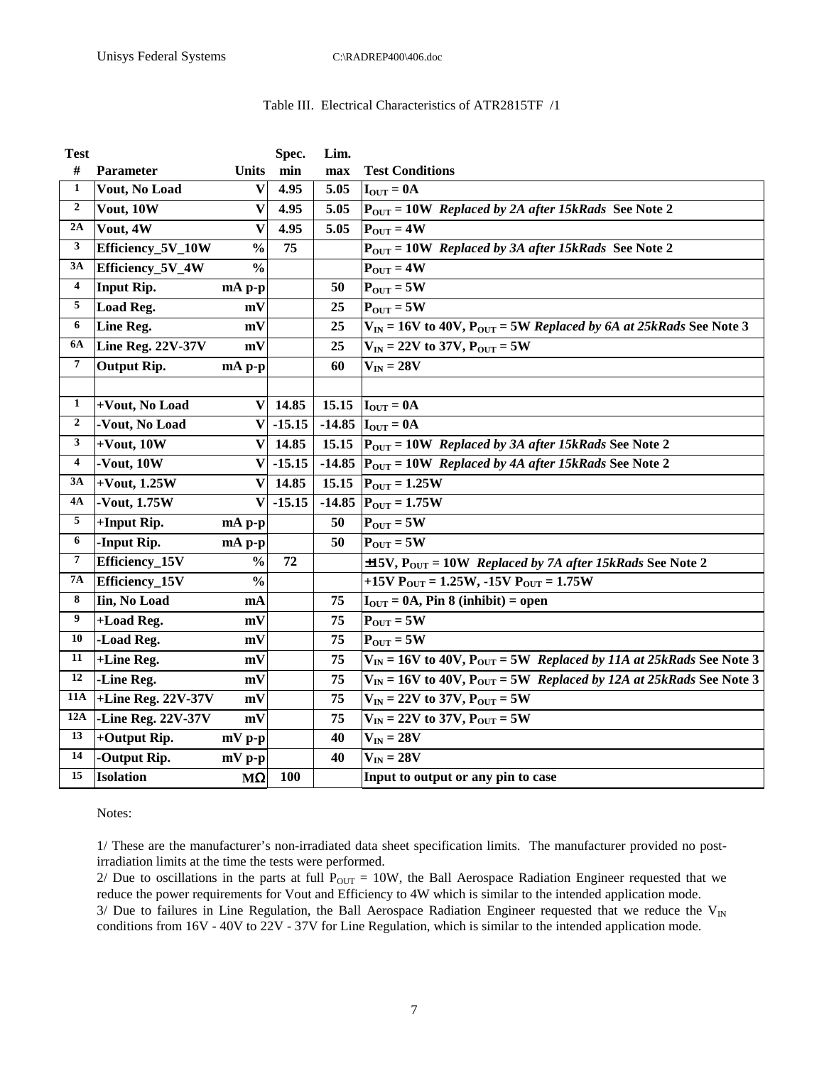Table III. Electrical Characteristics of ATR2815TF /1

| Test # | Parameter | Units | Spec. min | Lim. max | Test Conditions |
|---|---|---|---|---|---|
| 1 | Vout, No Load | V | 4.95 | 5.05 | $I_{OUT}$ = 0A |
| 2 | Vout, 10W | V | 4.95 | 5.05 | $P_{OUT}$ = 10W *Replaced by 2A after 15kRads* See Note 2 |
| 2A | Vout, 4W | V | 4.95 | 5.05 | $P_{OUT}$ = 4W |
| 3 | Efficiency_5V_10W | % | 75 | | $P_{OUT}$ = 10W *Replaced by 3A after 15kRads* See Note 2 |
| 3A | Efficiency_5V_4W | % | | | $P_{OUT}$ = 4W |
| 4 | Input Rip. | mA p-p | | 50 | $P_{OUT}$ = 5W |
| 5 | Load Reg. | mV | | 25 | $P_{OUT}$ = 5W |
| 6 | Line Reg. | mV | | 25 | $V_{IN}$ = 16V to 40V, $P_{OUT}$ = 5W *Replaced by 6A at 25kRads* See Note 3 |
| 6A | Line Reg. 22V-37V | mV | | 25 | $V_{IN}$ = 22V to 37V, $P_{OUT}$ = 5W |
| 7 | Output Rip. | mA p-p | | 60 | $V_{IN}$ = 28V |
| | | | | | |
| 1 | +Vout, No Load | V | 14.85 | 15.15 | $I_{OUT}$ = 0A |
| 2 | -Vout, No Load | V | -15.15 | -14.85 | $I_{OUT}$ = 0A |
| 3 | +Vout, 10W | V | 14.85 | 15.15 | $P_{OUT}$ = 10W *Replaced by 3A after 15kRads* See Note 2 |
| 4 | -Vout, 10W | V | -15.15 | -14.85 | $P_{OUT}$ = 10W *Replaced by 4A after 15kRads* See Note 2 |
| 3A | +Vout, 1.25W | V | 14.85 | 15.15 | $P_{OUT}$ = 1.25W |
| 4A | -Vout, 1.75W | V | -15.15 | -14.85 | $P_{OUT}$ = 1.75W |
| 5 | +Input Rip. | mA p-p | | 50 | $P_{OUT}$ = 5W |
| 6 | -Input Rip. | mA p-p | | 50 | $P_{OUT}$ = 5W |
| 7 | Efficiency_15V | % | 72 | | ±15V, $P_{OUT}$ = 10W *Replaced by 7A after 15kRads* See Note 2 |
| 7A | Efficiency_15V | % | | | +15V $P_{OUT}$ = 1.25W, -15V $P_{OUT}$ = 1.75W |
| 8 | Iin, No Load | mA | | 75 | $I_{OUT}$ = 0A, Pin 8 (inhibit) = open |
| 9 | +Load Reg. | mV | | 75 | $P_{OUT}$ = 5W |
| 10 | -Load Reg. | mV | | 75 | $P_{OUT}$ = 5W |
| 11 | +Line Reg. | mV | | 75 | $V_{IN}$ = 16V to 40V, $P_{OUT}$ = 5W *Replaced by 11A at 25kRads* See Note 3 |
| 12 | -Line Reg. | mV | | 75 | $V_{IN}$ = 16V to 40V, $P_{OUT}$ = 5W *Replaced by 12A at 25kRads* See Note 3 |
| 11A | +Line Reg. 22V-37V | mV | | 75 | $V_{IN}$ = 22V to 37V, $P_{OUT}$ = 5W |
| 12A | -Line Reg. 22V-37V | mV | | 75 | $V_{IN}$ = 22V to 37V, $P_{OUT}$ = 5W |
| 13 | +Output Rip. | mV p-p | | 40 | $V_{IN}$ = 28V |
| 14 | -Output Rip. | mV p-p | | 40 | $V_{IN}$ = 28V |
| 15 | Isolation | MΩ | 100 | | Input to output or any pin to case |

Notes:

1/ These are the manufacturer's non-irradiated data sheet specification limits. The manufacturer provided no post-irradiation limits at the time the tests were performed.

2/ Due to oscillations in the parts at full $P_{OUT}$ = 10W, the Ball Aerospace Radiation Engineer requested that we reduce the power requirements for Vout and Efficiency to 4W which is similar to the intended application mode.

3/ Due to failures in Line Regulation, the Ball Aerospace Radiation Engineer requested that we reduce the $V_{IN}$ conditions from 16V - 40V to 22V - 37V for Line Regulation, which is similar to the intended application mode.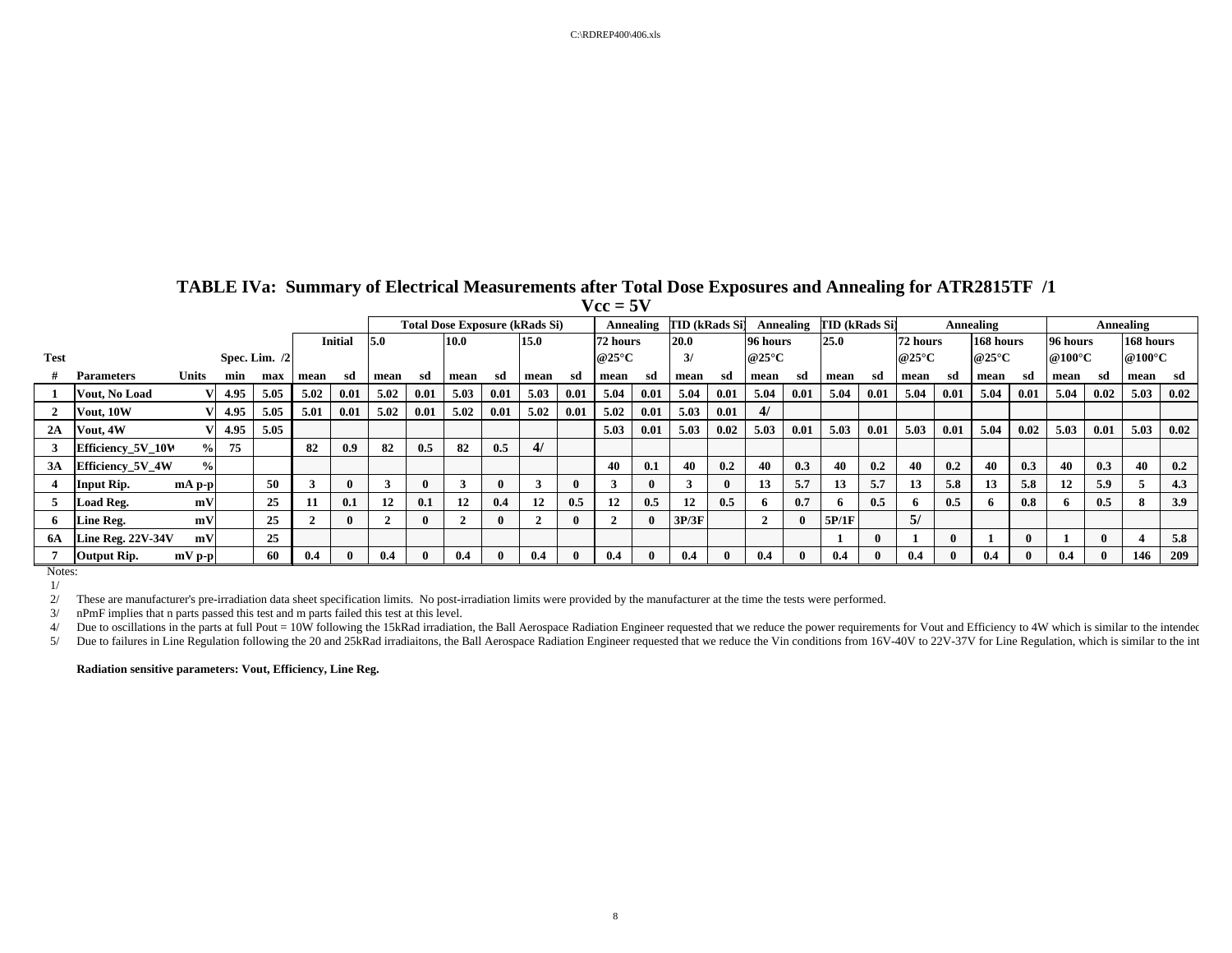# TABLE IVa: Summary of Electrical Measurements after Total Dose Exposures and Annealing for ATR2815TF /1

**Vcc = 5V**

| Test # | Parameters | Units | Spec. Lim. /2 min | Spec. Lim. /2 max | Initial mean | Initial sd | TDE 5.0 mean | 5.0 sd | TDE 10.0 mean | 10.0 sd | TDE 15.0 mean | 15.0 sd | Annealing 72 hours @25°C mean | sd | TID 20.0 3/ mean | sd | Annealing 96 hours @25°C mean | sd | TID 25.0 mean | sd | Annealing 72 hours @25°C mean | sd | Annealing 168 hours @25°C mean | sd | Annealing 96 hours @100°C mean | sd | Annealing 168 hours @100°C mean | sd |
|---|---|---|---|---|---|---|---|---|---|---|---|---|---|---|---|---|---|---|---|---|---|---|---|---|---|---|---|---|
| 1 | Vout, No Load | V | 4.95 | 5.05 | 5.02 | 0.01 | 5.02 | 0.01 | 5.03 | 0.01 | 5.03 | 0.01 | 5.04 | 0.01 | 5.04 | 0.01 | 5.04 | 0.01 | 5.04 | 0.01 | 5.04 | 0.01 | 5.04 | 0.01 | 5.04 | 0.02 | 5.03 | 0.02 |
| 2 | Vout, 10W | V | 4.95 | 5.05 | 5.01 | 0.01 | 5.02 | 0.01 | 5.02 | 0.01 | 5.02 | 0.01 | 5.02 | 0.01 | 5.03 | 0.01 | 4/ | | | | | | | | | | | |
| 2A | Vout, 4W | V | 4.95 | 5.05 | | | | | | | | | 5.03 | 0.01 | 5.03 | 0.02 | 5.03 | 0.01 | 5.03 | 0.01 | 5.03 | 0.01 | 5.04 | 0.02 | 5.03 | 0.01 | 5.03 | 0.02 |
| 3 | Efficiency_5V_10W | % | 75 | | 82 | 0.9 | 82 | 0.5 | 82 | 0.5 | 4/ | | | | | | | | | | | | | | | | | |
| 3A | Efficiency_5V_4W | % | | | | | | | | | | | 40 | 0.1 | 40 | 0.2 | 40 | 0.3 | 40 | 0.2 | 40 | 0.2 | 40 | 0.3 | 40 | 0.3 | 40 | 0.2 |
| 4 | Input Rip. | mA p-p | | 50 | 3 | 0 | 3 | 0 | 3 | 0 | 3 | 0 | 3 | 0 | 3 | 0 | 13 | 5.7 | 13 | 5.7 | 13 | 5.8 | 13 | 5.8 | 12 | 5.9 | 5 | 4.3 |
| 5 | Load Reg. | mV | | 25 | 11 | 0.1 | 12 | 0.1 | 12 | 0.4 | 12 | 0.5 | 12 | 0.5 | 12 | 0.5 | 6 | 0.7 | 6 | 0.5 | 6 | 0.5 | 6 | 0.8 | 6 | 0.5 | 8 | 3.9 |
| 6 | Line Reg. | mV | | 25 | 2 | 0 | 2 | 0 | 2 | 0 | 2 | 0 | 2 | 0 | 3P/3F | | 2 | 0 | 5P/1F | | 5/ | | | | | | | |
| 6A | Line Reg. 22V-34V | mV | | 25 | | | | | | | | | | | | | | | 1 | 0 | 1 | 0 | 1 | 0 | 1 | 0 | 4 | 5.8 |
| 7 | Output Rip. | mV p-p | | 60 | 0.4 | 0 | 0.4 | 0 | 0.4 | 0 | 0.4 | 0 | 0.4 | 0 | 0.4 | 0 | 0.4 | 0 | 0.4 | 0 | 0.4 | 0 | 0.4 | 0 | 0.4 | 0 | 146 | 209 |

Notes:

1/

2/ These are manufacturer's pre-irradiation data sheet specification limits. No post-irradiation limits were provided by the manufacturer at the time the tests were performed.

3/ nPmF implies that n parts passed this test and m parts failed this test at this level.

4/ Due to oscillations in the parts at full Pout = 10W following the 15kRad irradiation, the Ball Aerospace Radiation Engineer requested that we reduce the power requirements for Vout and Efficiency to 4W which is similar to the intendec

5/ Due to failures in Line Regulation following the 20 and 25kRad irradiaitons, the Ball Aerospace Radiation Engineer requested that we reduce the Vin conditions from 16V-40V to 22V-37V for Line Regulation, which is similar to the int

**Radiation sensitive parameters: Vout, Efficiency, Line Reg.**